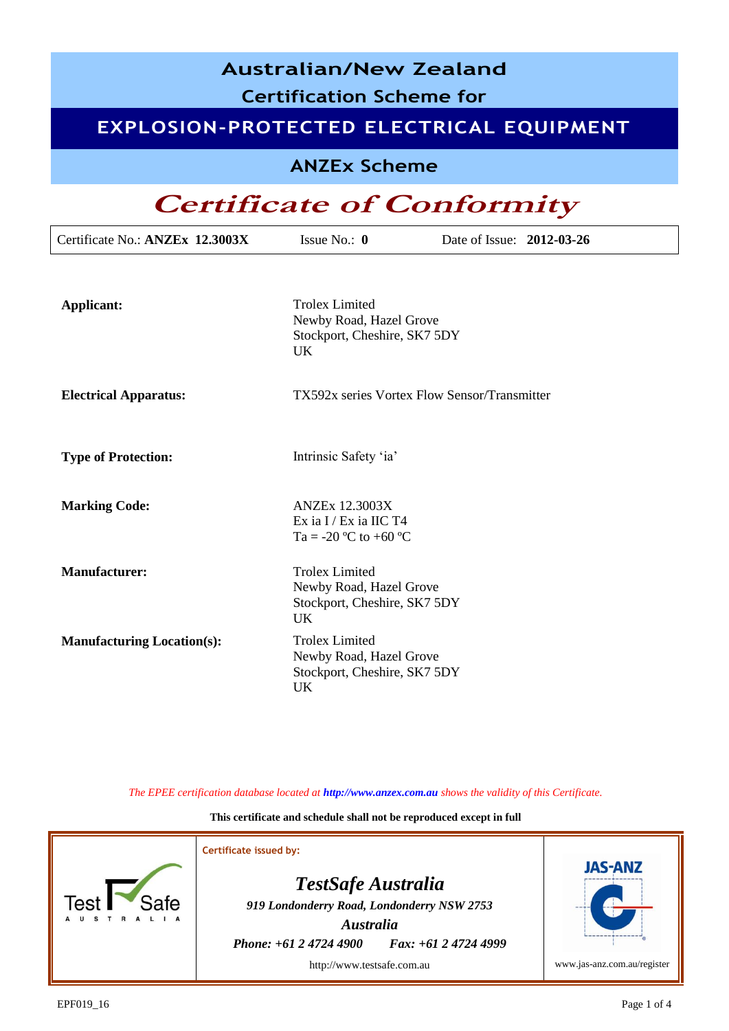# Australian/New Zealand Certification Scheme for

# EXPLOSION-PROTECTED ELECTRICAL EQUIPMENT

## ANZEx Scheme

# *Certificate of Conformity*

| Certificate No.: **ANZEx 12.3003X** | Issue No.: **0** | Date of Issue: **2012-03-26** |
|---|---|---|

**Applicant:**

Trolex Limited
Newby Road, Hazel Grove
Stockport, Cheshire, SK7 5DY
UK

**Electrical Apparatus:**

TX592x series Vortex Flow Sensor/Transmitter

**Type of Protection:**

Intrinsic Safety 'ia'

**Marking Code:**

ANZEx 12.3003X
Ex ia I / Ex ia IIC T4
Ta = -20 ºC to +60 ºC

**Manufacturer:**

Trolex Limited
Newby Road, Hazel Grove
Stockport, Cheshire, SK7 5DY
UK

**Manufacturing Location(s):**

Trolex Limited
Newby Road, Hazel Grove
Stockport, Cheshire, SK7 5DY
UK

*The EPEE certification database located at* ***http://www.anzex.com.au*** *shows the validity of this Certificate.*

**This certificate and schedule shall not be reproduced except in full**

Test Safe AUSTRALIA

Certificate issued by:

***TestSafe Australia***

***919 Londonderry Road, Londonderry NSW 2753***

***Australia***

***Phone: +61 2 4724 4900      Fax: +61 2 4724 4999***

http://www.testsafe.com.au

JAS-ANZ

www.jas-anz.com.au/register

EPF019_16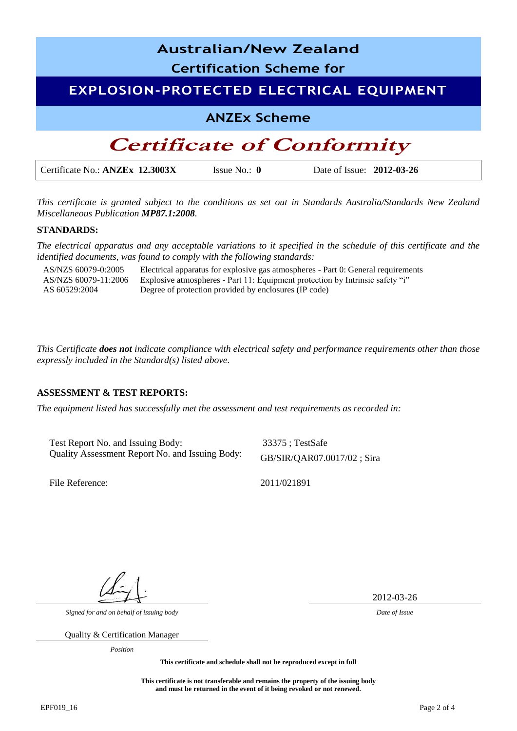# Australian/New Zealand Certification Scheme for

# EXPLOSION-PROTECTED ELECTRICAL EQUIPMENT

## ANZEx Scheme

# *Certificate of Conformity*

| Certificate No.: **ANZEx 12.3003X** | Issue No.: **0** | Date of Issue: **2012-03-26** |
|---|---|---|

*This certificate is granted subject to the conditions as set out in Standards Australia/Standards New Zealand Miscellaneous Publication **MP87.1:2008**.*

**STANDARDS:**

*The electrical apparatus and any acceptable variations to it specified in the schedule of this certificate and the identified documents, was found to comply with the following standards:*

| | |
|---|---|
| AS/NZS 60079-0:2005 | Electrical apparatus for explosive gas atmospheres - Part 0: General requirements |
| AS/NZS 60079-11:2006 | Explosive atmospheres - Part 11: Equipment protection by Intrinsic safety "i" |
| AS 60529:2004 | Degree of protection provided by enclosures (IP code) |

*This Certificate **does not** indicate compliance with electrical safety and performance requirements other than those expressly included in the Standard(s) listed above.*

**ASSESSMENT & TEST REPORTS:**

*The equipment listed has successfully met the assessment and test requirements as recorded in:*

| | |
|---|---|
| Test Report No. and Issuing Body: | 33375 ; TestSafe |
| Quality Assessment Report No. and Issuing Body: | GB/SIR/QAR07.0017/02 ; Sira |
| File Reference: | 2011/021891 |

*Signed for and on behalf of issuing body*

2012-03-26

*Date of Issue*

Quality & Certification Manager

*Position*

**This certificate and schedule shall not be reproduced except in full**

**This certificate is not transferable and remains the property of the issuing body and must be returned in the event of it being revoked or not renewed.**

EPF019_16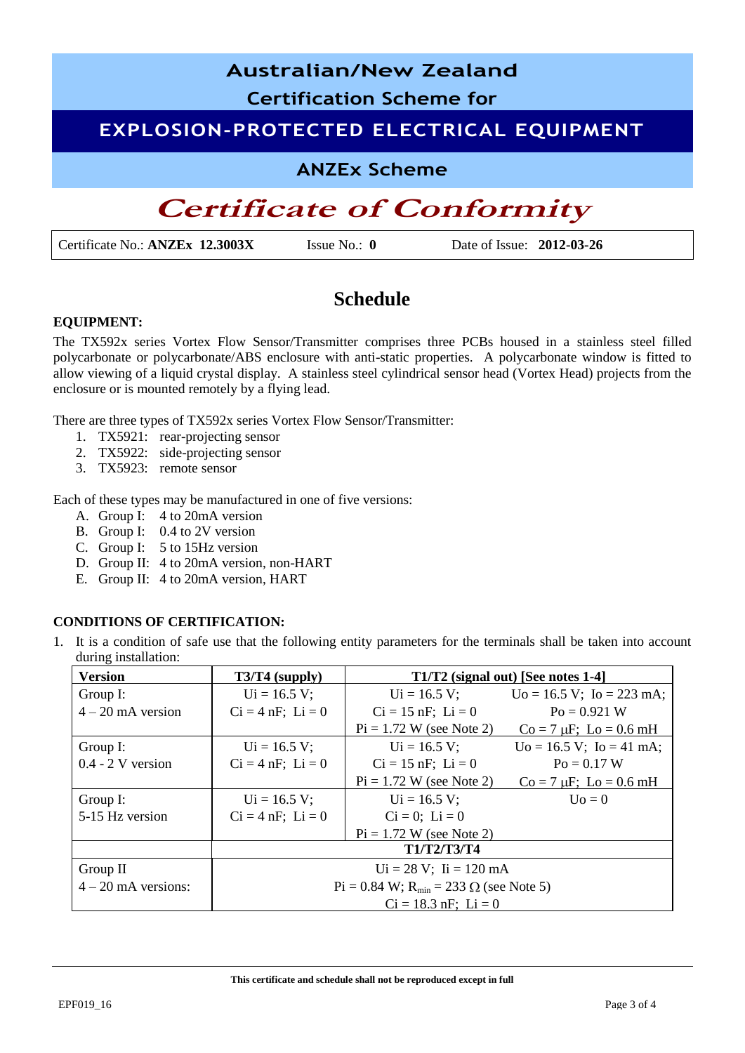# Australian/New Zealand

## Certification Scheme for

## EXPLOSION-PROTECTED ELECTRICAL EQUIPMENT

## ANZEx Scheme

# *Certificate of Conformity*

Certificate No.: **ANZEx 12.3003X** Issue No.: **0** Date of Issue: **2012-03-26**

## Schedule

**EQUIPMENT:**

The TX592x series Vortex Flow Sensor/Transmitter comprises three PCBs housed in a stainless steel filled polycarbonate or polycarbonate/ABS enclosure with anti-static properties. A polycarbonate window is fitted to allow viewing of a liquid crystal display. A stainless steel cylindrical sensor head (Vortex Head) projects from the enclosure or is mounted remotely by a flying lead.

There are three types of TX592x series Vortex Flow Sensor/Transmitter:

1. TX5921: rear-projecting sensor
2. TX5922: side-projecting sensor
3. TX5923: remote sensor

Each of these types may be manufactured in one of five versions:

A. Group I: 4 to 20mA version
B. Group I: 0.4 to 2V version
C. Group I: 5 to 15Hz version
D. Group II: 4 to 20mA version, non-HART
E. Group II: 4 to 20mA version, HART

**CONDITIONS OF CERTIFICATION:**

1. It is a condition of safe use that the following entity parameters for the terminals shall be taken into account during installation:

| Version | T3/T4 (supply) | T1/T2 (signal out) [See notes 1-4] | |
|---|---|---|---|
| Group I: 4 – 20 mA version | Ui = 16.5 V; Ci = 4 nF; Li = 0 | Ui = 16.5 V; Ci = 15 nF; Li = 0 Pi = 1.72 W (see Note 2) | Uo = 16.5 V; Io = 223 mA; Po = 0.921 W Co = 7 μF; Lo = 0.6 mH |
| Group I: 0.4 - 2 V version | Ui = 16.5 V; Ci = 4 nF; Li = 0 | Ui = 16.5 V; Ci = 15 nF; Li = 0 Pi = 1.72 W (see Note 2) | Uo = 16.5 V; Io = 41 mA; Po = 0.17 W Co = 7 μF; Lo = 0.6 mH |
| Group I: 5-15 Hz version | Ui = 16.5 V; Ci = 4 nF; Li = 0 | Ui = 16.5 V; Ci = 0; Li = 0 Pi = 1.72 W (see Note 2) | Uo = 0 |
| | T1/T2/T3/T4 | | |
| Group II 4 – 20 mA versions: | Ui = 28 V; Ii = 120 mA Pi = 0.84 W; $R_{min}$ = 233 Ω (see Note 5) Ci = 18.3 nF; Li = 0 | | |

**This certificate and schedule shall not be reproduced except in full**

EPF019_16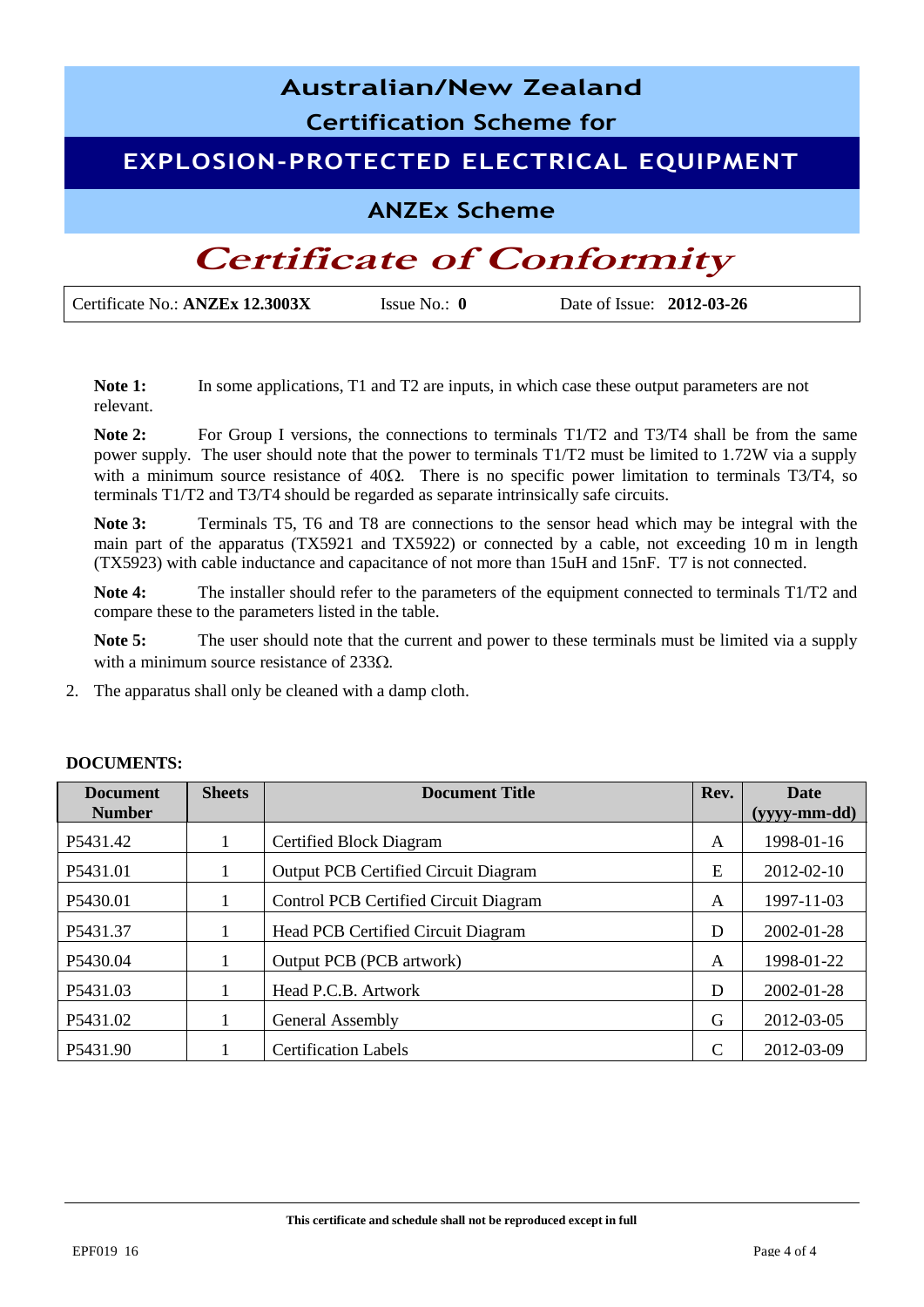**Note 1:** In some applications, T1 and T2 are inputs, in which case these output parameters are not relevant.

**Note 2:** For Group I versions, the connections to terminals T1/T2 and T3/T4 shall be from the same power supply. The user should note that the power to terminals T1/T2 must be limited to 1.72W via a supply with a minimum source resistance of 40Ω. There is no specific power limitation to terminals T3/T4, so terminals T1/T2 and T3/T4 should be regarded as separate intrinsically safe circuits.

**Note 3:** Terminals T5, T6 and T8 are connections to the sensor head which may be integral with the main part of the apparatus (TX5921 and TX5922) or connected by a cable, not exceeding 10 m in length (TX5923) with cable inductance and capacitance of not more than 15uH and 15nF. T7 is not connected.

**Note 4:** The installer should refer to the parameters of the equipment connected to terminals T1/T2 and compare these to the parameters listed in the table.

**Note 5:** The user should note that the current and power to these terminals must be limited via a supply with a minimum source resistance of 233Ω.

2. The apparatus shall only be cleaned with a damp cloth.

**DOCUMENTS:**

| Document Number | Sheets | Document Title | Rev. | Date (yyyy-mm-dd) |
|---|---|---|---|---|
| P5431.42 | 1 | Certified Block Diagram | A | 1998-01-16 |
| P5431.01 | 1 | Output PCB Certified Circuit Diagram | E | 2012-02-10 |
| P5430.01 | 1 | Control PCB Certified Circuit Diagram | A | 1997-11-03 |
| P5431.37 | 1 | Head PCB Certified Circuit Diagram | D | 2002-01-28 |
| P5430.04 | 1 | Output PCB (PCB artwork) | A | 1998-01-22 |
| P5431.03 | 1 | Head P.C.B. Artwork | D | 2002-01-28 |
| P5431.02 | 1 | General Assembly | G | 2012-03-05 |
| P5431.90 | 1 | Certification Labels | C | 2012-03-09 |